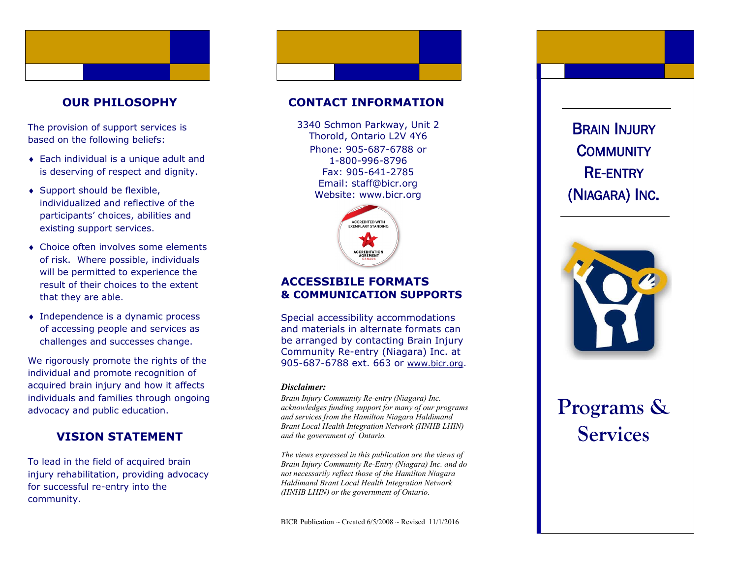## OUR PHILOSOPHY

The provision of support services is based on the following beliefs:

- Each individual is a unique adult and is deserving of respect and dignity.
- Support should be flexible, individualized and reflective of the participants' choices, abilities and existing support services.
- Choice often involves some elements of risk. Where possible, individuals will be permitted to experience the result of their choices to the extent that they are able.
- Independence is a dynamic process of accessing people and services as challenges and successes change.

We rigorously promote the rights of the individual and promote recognition of acquired brain injury and how it affects individuals and families through ongoing advocacy and public education.

## VISION STATEMENT

To lead in the field of acquired brain injury rehabilitation, providing advocacy for successful re-entry into the community.

## CONTACT INFORMATION

3340 Schmon Parkway, Unit 2
Thorold, Ontario L2V 4Y6
Phone: 905-687-6788 or
1-800-996-8796
Fax: 905-641-2785
Email: staff@bicr.org
Website: www.bicr.org

ACCREDITED WITH EXEMPLARY STANDING
ACCREDITATION AGRÉMENT CANADA

## ACCESSIBILE FORMATS & COMMUNICATION SUPPORTS

Special accessibility accommodations and materials in alternate formats can be arranged by contacting Brain Injury Community Re-entry (Niagara) Inc. at 905-687-6788 ext. 663 or www.bicr.org.

***Disclaimer:***

*Brain Injury Community Re-entry (Niagara) Inc. acknowledges funding support for many of our programs and services from the Hamilton Niagara Haldimand Brant Local Health Integration Network (HNHB LHIN) and the government of Ontario.*

*The views expressed in this publication are the views of Brain Injury Community Re-Entry (Niagara) Inc. and do not necessarily reflect those of the Hamilton Niagara Haldimand Brant Local Health Integration Network (HNHB LHIN) or the government of Ontario.*

BICR Publication ~ Created 6/5/2008 ~ Revised 11/1/2016

# BRAIN INJURY COMMUNITY RE-ENTRY (NIAGARA) INC.

# Programs & Services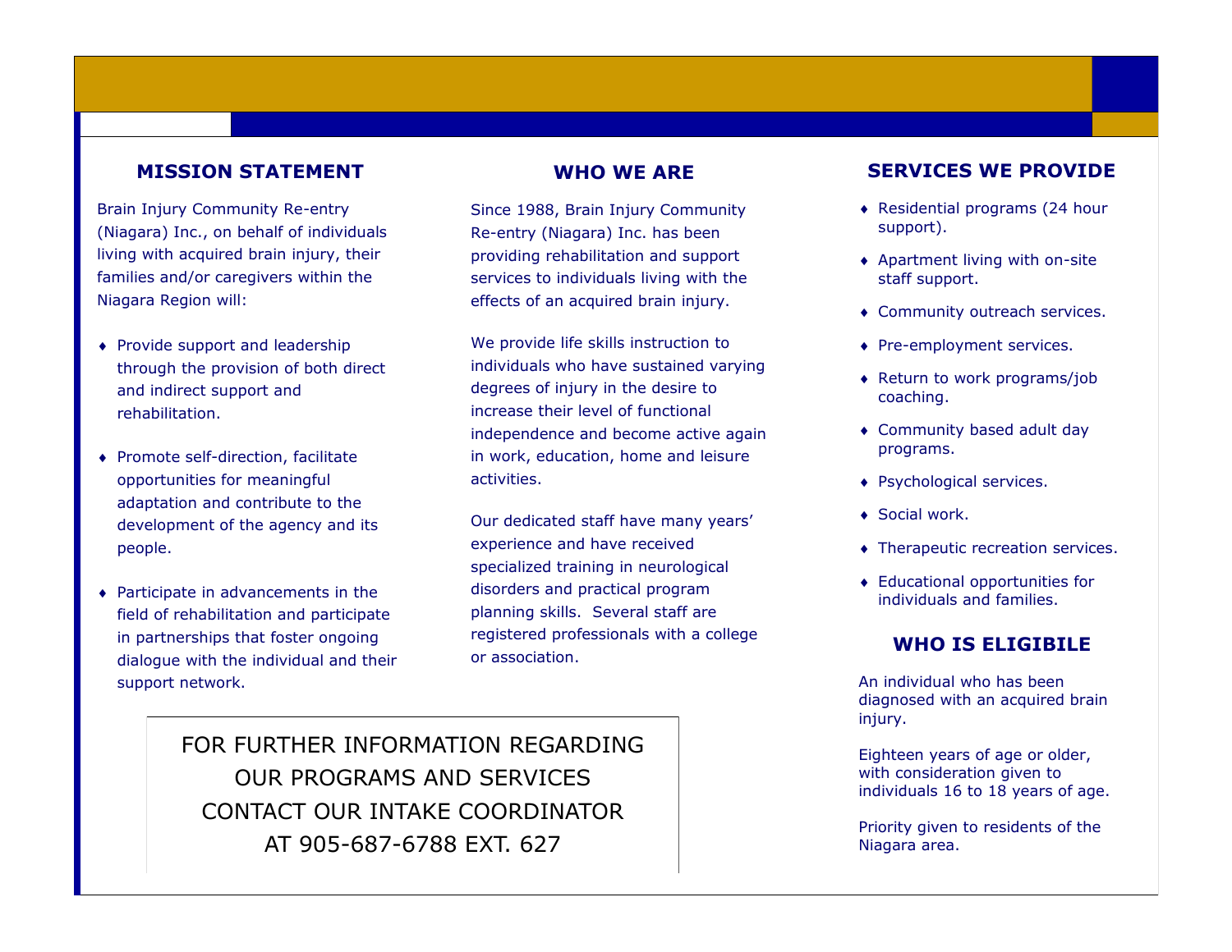## MISSION STATEMENT

Brain Injury Community Re-entry (Niagara) Inc., on behalf of individuals living with acquired brain injury, their families and/or caregivers within the Niagara Region will:

- Provide support and leadership through the provision of both direct and indirect support and rehabilitation.
- Promote self-direction, facilitate opportunities for meaningful adaptation and contribute to the development of the agency and its people.
- Participate in advancements in the field of rehabilitation and participate in partnerships that foster ongoing dialogue with the individual and their support network.

## WHO WE ARE

Since 1988, Brain Injury Community Re-entry (Niagara) Inc. has been providing rehabilitation and support services to individuals living with the effects of an acquired brain injury.

We provide life skills instruction to individuals who have sustained varying degrees of injury in the desire to increase their level of functional independence and become active again in work, education, home and leisure activities.

Our dedicated staff have many years' experience and have received specialized training in neurological disorders and practical program planning skills. Several staff are registered professionals with a college or association.

FOR FURTHER INFORMATION REGARDING OUR PROGRAMS AND SERVICES CONTACT OUR INTAKE COORDINATOR AT 905-687-6788 EXT. 627

## SERVICES WE PROVIDE

- Residential programs (24 hour support).
- Apartment living with on-site staff support.
- Community outreach services.
- Pre-employment services.
- Return to work programs/job coaching.
- Community based adult day programs.
- Psychological services.
- Social work.
- Therapeutic recreation services.
- Educational opportunities for individuals and families.

## WHO IS ELIGIBILE

An individual who has been diagnosed with an acquired brain injury.

Eighteen years of age or older, with consideration given to individuals 16 to 18 years of age.

Priority given to residents of the Niagara area.